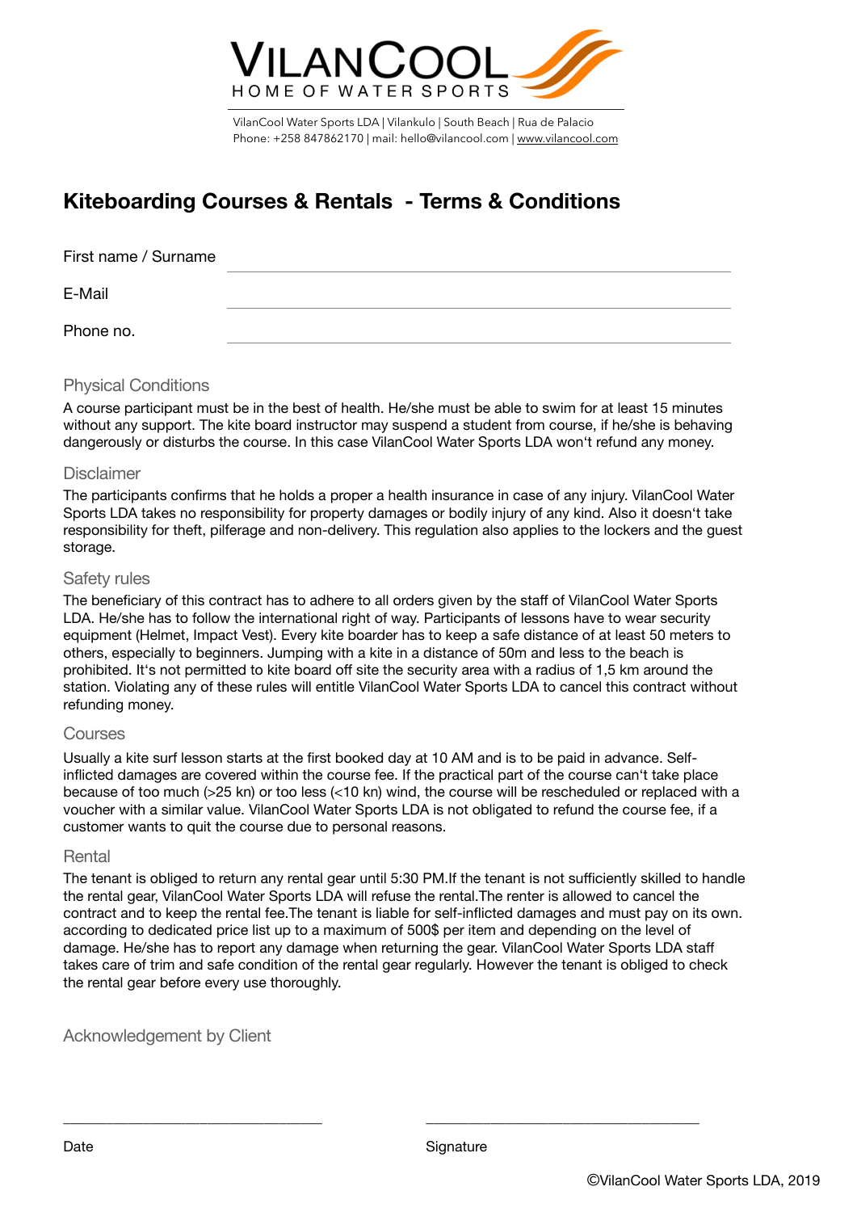# VILANCOOL

HOME OF WATER SPORTS

VilanCool Water Sports LDA | Vilankulo | South Beach | Rua de Palacio
Phone: +258 847862170 | mail: hello@vilancool.com | www.vilancool.com

## Kiteboarding Courses & Rentals - Terms & Conditions

First name / Surname \_\_\_\_\_\_\_\_\_\_\_\_\_\_\_\_\_\_\_\_\_\_\_\_\_\_\_\_\_\_\_\_

E-Mail \_\_\_\_\_\_\_\_\_\_\_\_\_\_\_\_\_\_\_\_\_\_\_\_\_\_\_\_\_\_\_\_

Phone no. \_\_\_\_\_\_\_\_\_\_\_\_\_\_\_\_\_\_\_\_\_\_\_\_\_\_\_\_\_\_\_\_

### Physical Conditions

A course participant must be in the best of health. He/she must be able to swim for at least 15 minutes without any support. The kite board instructor may suspend a student from course, if he/she is behaving dangerously or disturbs the course. In this case VilanCool Water Sports LDA won't refund any money.

### Disclaimer

The participants confirms that he holds a proper a health insurance in case of any injury. VilanCool Water Sports LDA takes no responsibility for property damages or bodily injury of any kind. Also it doesn't take responsibility for theft, pilferage and non-delivery. This regulation also applies to the lockers and the guest storage.

### Safety rules

The beneficiary of this contract has to adhere to all orders given by the staff of VilanCool Water Sports LDA. He/she has to follow the international right of way. Participants of lessons have to wear security equipment (Helmet, Impact Vest). Every kite boarder has to keep a safe distance of at least 50 meters to others, especially to beginners. Jumping with a kite in a distance of 50m and less to the beach is prohibited. It's not permitted to kite board off site the security area with a radius of 1,5 km around the station. Violating any of these rules will entitle VilanCool Water Sports LDA to cancel this contract without refunding money.

### Courses

Usually a kite surf lesson starts at the first booked day at 10 AM and is to be paid in advance. Self-inflicted damages are covered within the course fee. If the practical part of the course can't take place because of too much (>25 kn) or too less (<10 kn) wind, the course will be rescheduled or replaced with a voucher with a similar value. VilanCool Water Sports LDA is not obligated to refund the course fee, if a customer wants to quit the course due to personal reasons.

### Rental

The tenant is obliged to return any rental gear until 5:30 PM.If the tenant is not sufficiently skilled to handle the rental gear, VilanCool Water Sports LDA will refuse the rental.The renter is allowed to cancel the contract and to keep the rental fee.The tenant is liable for self-inflicted damages and must pay on its own. according to dedicated price list up to a maximum of 500$ per item and depending on the level of damage. He/she has to report any damage when returning the gear. VilanCool Water Sports LDA staff takes care of trim and safe condition of the rental gear regularly. However the tenant is obliged to check the rental gear before every use thoroughly.

### Acknowledgement by Client

\_\_\_\_\_\_\_\_\_\_\_\_\_\_\_\_\_\_\_\_\_\_\_\_\_\_\_\_\_\_ \_\_\_\_\_\_\_\_\_\_\_\_\_\_\_\_\_\_\_\_\_\_\_\_\_\_\_\_\_\_

Date Signature

©VilanCool Water Sports LDA, 2019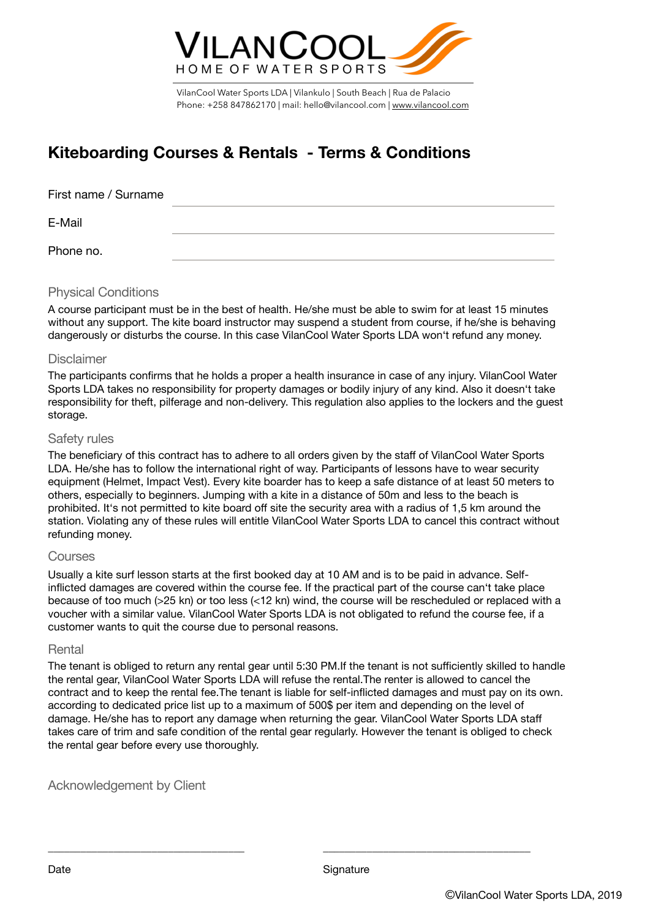# VILANCOOL

HOME OF WATER SPORTS

VilanCool Water Sports LDA | Vilankulo | South Beach | Rua de Palacio
Phone: +258 847862170 | mail: hello@vilancool.com | www.vilancool.com

## Kiteboarding Courses & Rentals - Terms & Conditions

First name / Surname \_\_\_\_\_\_\_\_\_\_\_\_\_\_\_\_\_\_\_\_\_\_\_\_\_\_\_\_\_\_\_\_

E-Mail \_\_\_\_\_\_\_\_\_\_\_\_\_\_\_\_\_\_\_\_\_\_\_\_\_\_\_\_\_\_\_\_

Phone no. \_\_\_\_\_\_\_\_\_\_\_\_\_\_\_\_\_\_\_\_\_\_\_\_\_\_\_\_\_\_\_\_

### Physical Conditions

A course participant must be in the best of health. He/she must be able to swim for at least 15 minutes without any support. The kite board instructor may suspend a student from course, if he/she is behaving dangerously or disturbs the course. In this case VilanCool Water Sports LDA won't refund any money.

### Disclaimer

The participants confirms that he holds a proper a health insurance in case of any injury. VilanCool Water Sports LDA takes no responsibility for property damages or bodily injury of any kind. Also it doesn't take responsibility for theft, pilferage and non-delivery. This regulation also applies to the lockers and the guest storage.

### Safety rules

The beneficiary of this contract has to adhere to all orders given by the staff of VilanCool Water Sports LDA. He/she has to follow the international right of way. Participants of lessons have to wear security equipment (Helmet, Impact Vest). Every kite boarder has to keep a safe distance of at least 50 meters to others, especially to beginners. Jumping with a kite in a distance of 50m and less to the beach is prohibited. It's not permitted to kite board off site the security area with a radius of 1,5 km around the station. Violating any of these rules will entitle VilanCool Water Sports LDA to cancel this contract without refunding money.

### Courses

Usually a kite surf lesson starts at the first booked day at 10 AM and is to be paid in advance. Self-inflicted damages are covered within the course fee. If the practical part of the course can't take place because of too much (>25 kn) or too less (<12 kn) wind, the course will be rescheduled or replaced with a voucher with a similar value. VilanCool Water Sports LDA is not obligated to refund the course fee, if a customer wants to quit the course due to personal reasons.

### Rental

The tenant is obliged to return any rental gear until 5:30 PM.If the tenant is not sufficiently skilled to handle the rental gear, VilanCool Water Sports LDA will refuse the rental.The renter is allowed to cancel the contract and to keep the rental fee.The tenant is liable for self-inflicted damages and must pay on its own. according to dedicated price list up to a maximum of 500$ per item and depending on the level of damage. He/she has to report any damage when returning the gear. VilanCool Water Sports LDA staff takes care of trim and safe condition of the rental gear regularly. However the tenant is obliged to check the rental gear before every use thoroughly.

### Acknowledgement by Client

\_\_\_\_\_\_\_\_\_\_\_\_\_\_\_\_\_\_\_\_\_\_\_\_\_\_\_\_\_\_\_\_ \_\_\_\_\_\_\_\_\_\_\_\_\_\_\_\_\_\_\_\_\_\_\_\_\_\_\_\_\_\_\_\_

Date Signature

©VilanCool Water Sports LDA, 2019